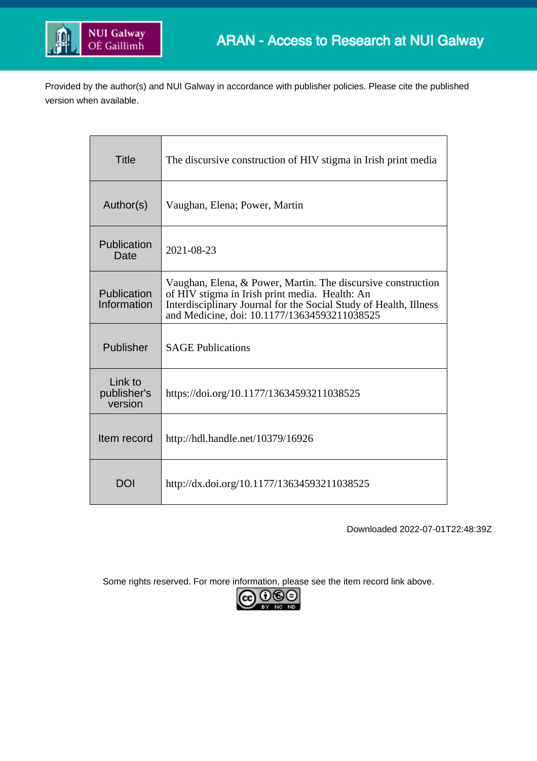ARAN - Access to Research at NUI Galway

Provided by the author(s) and NUI Galway in accordance with publisher policies. Please cite the published version when available.

| Title | The discursive construction of HIV stigma in Irish print media |
| --- | --- |
| Author(s) | Vaughan, Elena; Power, Martin |
| Publication Date | 2021-08-23 |
| Publication Information | Vaughan, Elena, & Power, Martin. The discursive construction of HIV stigma in Irish print media. Health: An Interdisciplinary Journal for the Social Study of Health, Illness and Medicine, doi: 10.1177/13634593211038525 |
| Publisher | SAGE Publications |
| Link to publisher's version | https://doi.org/10.1177/13634593211038525 |
| Item record | http://hdl.handle.net/10379/16926 |
| DOI | http://dx.doi.org/10.1177/13634593211038525 |

Downloaded 2022-07-01T22:48:39Z

Some rights reserved. For more information, please see the item record link above.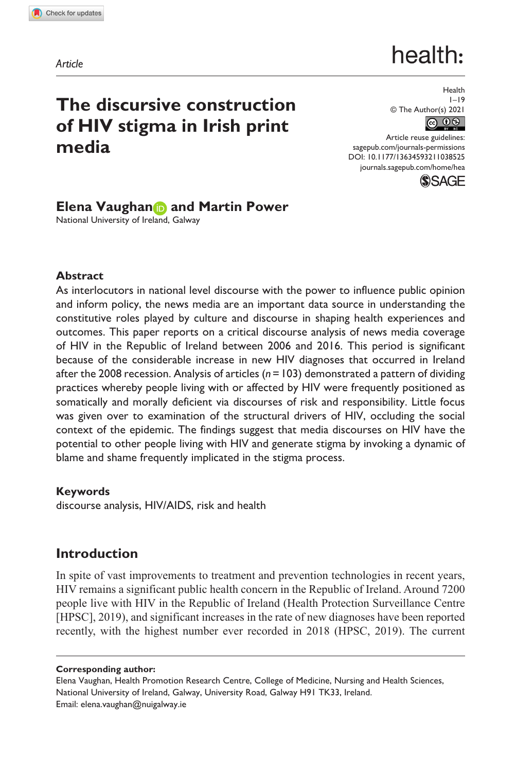Article

# The discursive construction of HIV stigma in Irish print media

**Elena Vaughan and Martin Power**
National University of Ireland, Galway

## Abstract

As interlocutors in national level discourse with the power to influence public opinion and inform policy, the news media are an important data source in understanding the constitutive roles played by culture and discourse in shaping health experiences and outcomes. This paper reports on a critical discourse analysis of news media coverage of HIV in the Republic of Ireland between 2006 and 2016. This period is significant because of the considerable increase in new HIV diagnoses that occurred in Ireland after the 2008 recession. Analysis of articles (*n* = 103) demonstrated a pattern of dividing practices whereby people living with or affected by HIV were frequently positioned as somatically and morally deficient via discourses of risk and responsibility. Little focus was given over to examination of the structural drivers of HIV, occluding the social context of the epidemic. The findings suggest that media discourses on HIV have the potential to other people living with HIV and generate stigma by invoking a dynamic of blame and shame frequently implicated in the stigma process.

## Keywords

discourse analysis, HIV/AIDS, risk and health

## Introduction

In spite of vast improvements to treatment and prevention technologies in recent years, HIV remains a significant public health concern in the Republic of Ireland. Around 7200 people live with HIV in the Republic of Ireland (Health Protection Surveillance Centre [HPSC], 2019), and significant increases in the rate of new diagnoses have been reported recently, with the highest number ever recorded in 2018 (HPSC, 2019). The current

---

**Corresponding author:**
Elena Vaughan, Health Promotion Research Centre, College of Medicine, Nursing and Health Sciences, National University of Ireland, Galway, University Road, Galway H91 TK33, Ireland.
Email: elena.vaughan@nuigalway.ie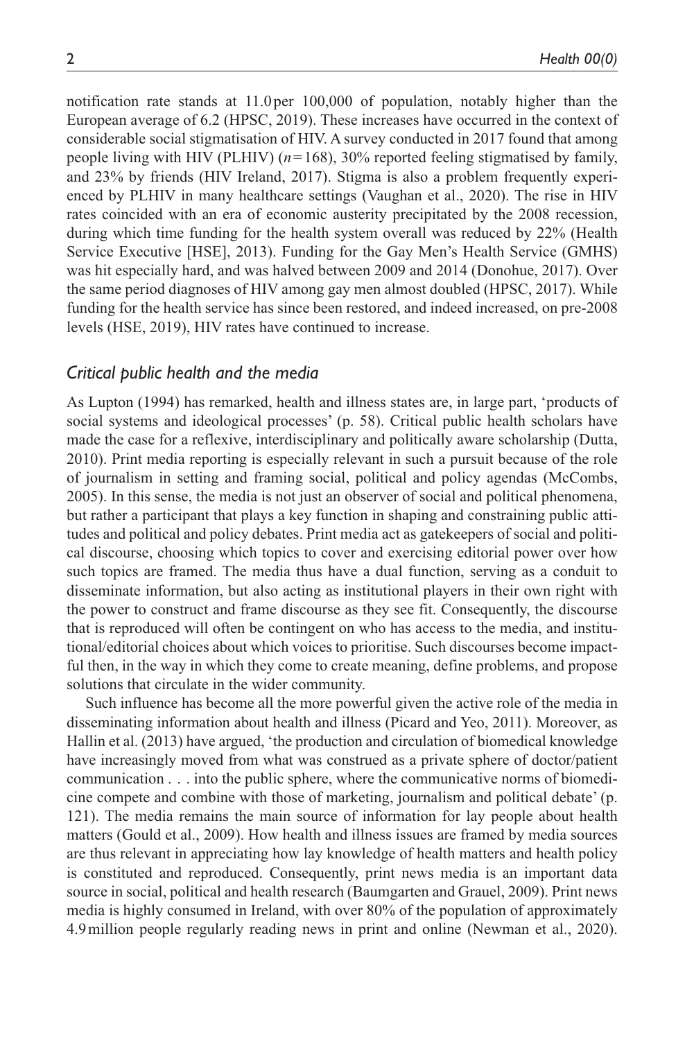notification rate stands at 11.0 per 100,000 of population, notably higher than the European average of 6.2 (HPSC, 2019). These increases have occurred in the context of considerable social stigmatisation of HIV. A survey conducted in 2017 found that among people living with HIV (PLHIV) ($n = 168$), 30% reported feeling stigmatised by family, and 23% by friends (HIV Ireland, 2017). Stigma is also a problem frequently experienced by PLHIV in many healthcare settings (Vaughan et al., 2020). The rise in HIV rates coincided with an era of economic austerity precipitated by the 2008 recession, during which time funding for the health system overall was reduced by 22% (Health Service Executive [HSE], 2013). Funding for the Gay Men's Health Service (GMHS) was hit especially hard, and was halved between 2009 and 2014 (Donohue, 2017). Over the same period diagnoses of HIV among gay men almost doubled (HPSC, 2017). While funding for the health service has since been restored, and indeed increased, on pre-2008 levels (HSE, 2019), HIV rates have continued to increase.

### *Critical public health and the media*

As Lupton (1994) has remarked, health and illness states are, in large part, 'products of social systems and ideological processes' (p. 58). Critical public health scholars have made the case for a reflexive, interdisciplinary and politically aware scholarship (Dutta, 2010). Print media reporting is especially relevant in such a pursuit because of the role of journalism in setting and framing social, political and policy agendas (McCombs, 2005). In this sense, the media is not just an observer of social and political phenomena, but rather a participant that plays a key function in shaping and constraining public attitudes and political and policy debates. Print media act as gatekeepers of social and political discourse, choosing which topics to cover and exercising editorial power over how such topics are framed. The media thus have a dual function, serving as a conduit to disseminate information, but also acting as institutional players in their own right with the power to construct and frame discourse as they see fit. Consequently, the discourse that is reproduced will often be contingent on who has access to the media, and institutional/editorial choices about which voices to prioritise. Such discourses become impactful then, in the way in which they come to create meaning, define problems, and propose solutions that circulate in the wider community.

Such influence has become all the more powerful given the active role of the media in disseminating information about health and illness (Picard and Yeo, 2011). Moreover, as Hallin et al. (2013) have argued, 'the production and circulation of biomedical knowledge have increasingly moved from what was construed as a private sphere of doctor/patient communication . . . into the public sphere, where the communicative norms of biomedicine compete and combine with those of marketing, journalism and political debate' (p. 121). The media remains the main source of information for lay people about health matters (Gould et al., 2009). How health and illness issues are framed by media sources are thus relevant in appreciating how lay knowledge of health matters and health policy is constituted and reproduced. Consequently, print news media is an important data source in social, political and health research (Baumgarten and Grauel, 2009). Print news media is highly consumed in Ireland, with over 80% of the population of approximately 4.9 million people regularly reading news in print and online (Newman et al., 2020).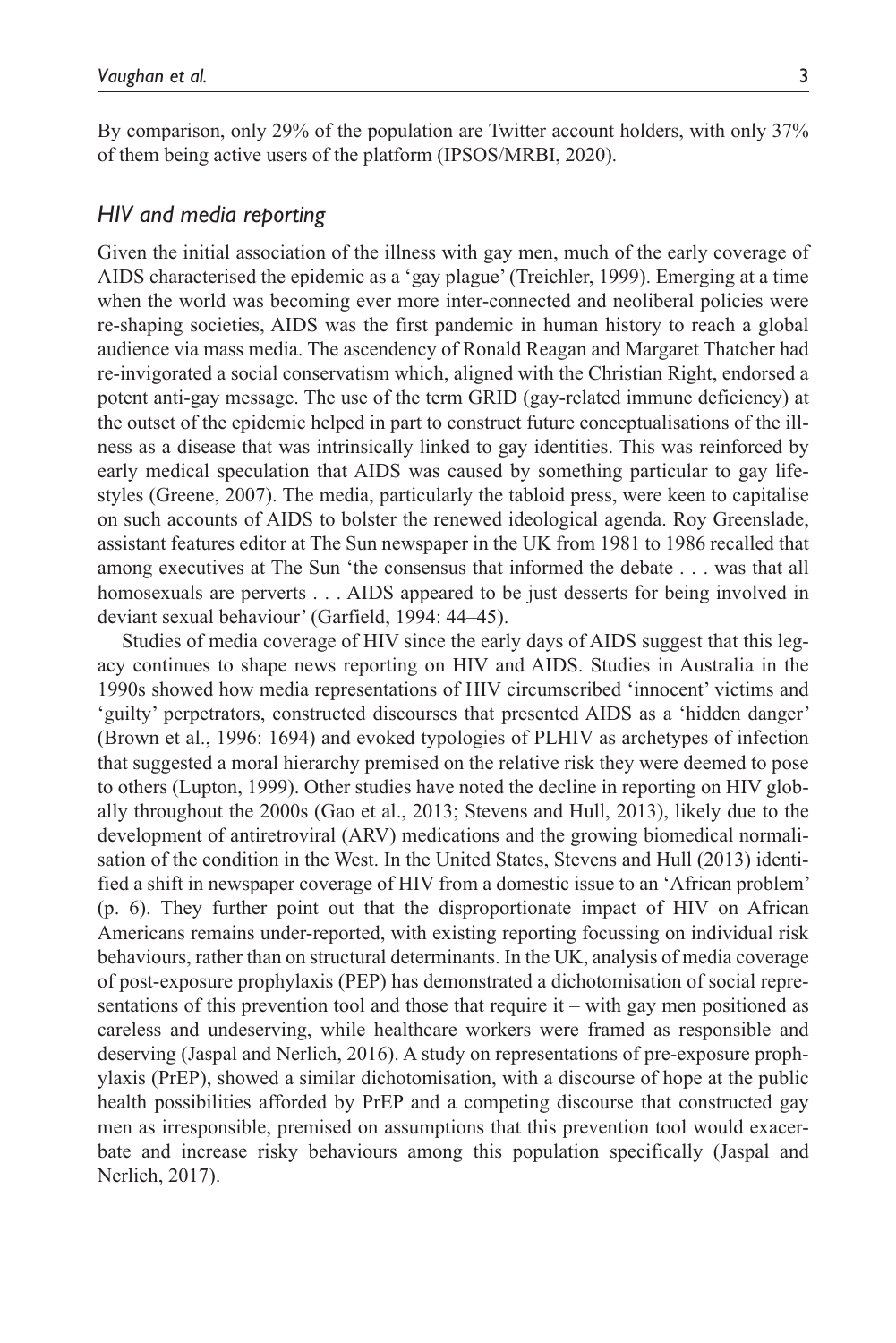By comparison, only 29% of the population are Twitter account holders, with only 37% of them being active users of the platform (IPSOS/MRBI, 2020).

### *HIV and media reporting*

Given the initial association of the illness with gay men, much of the early coverage of AIDS characterised the epidemic as a 'gay plague' (Treichler, 1999). Emerging at a time when the world was becoming ever more inter-connected and neoliberal policies were re-shaping societies, AIDS was the first pandemic in human history to reach a global audience via mass media. The ascendency of Ronald Reagan and Margaret Thatcher had re-invigorated a social conservatism which, aligned with the Christian Right, endorsed a potent anti-gay message. The use of the term GRID (gay-related immune deficiency) at the outset of the epidemic helped in part to construct future conceptualisations of the illness as a disease that was intrinsically linked to gay identities. This was reinforced by early medical speculation that AIDS was caused by something particular to gay lifestyles (Greene, 2007). The media, particularly the tabloid press, were keen to capitalise on such accounts of AIDS to bolster the renewed ideological agenda. Roy Greenslade, assistant features editor at The Sun newspaper in the UK from 1981 to 1986 recalled that among executives at The Sun 'the consensus that informed the debate . . . was that all homosexuals are perverts . . . AIDS appeared to be just desserts for being involved in deviant sexual behaviour' (Garfield, 1994: 44–45).

Studies of media coverage of HIV since the early days of AIDS suggest that this legacy continues to shape news reporting on HIV and AIDS. Studies in Australia in the 1990s showed how media representations of HIV circumscribed 'innocent' victims and 'guilty' perpetrators, constructed discourses that presented AIDS as a 'hidden danger' (Brown et al., 1996: 1694) and evoked typologies of PLHIV as archetypes of infection that suggested a moral hierarchy premised on the relative risk they were deemed to pose to others (Lupton, 1999). Other studies have noted the decline in reporting on HIV globally throughout the 2000s (Gao et al., 2013; Stevens and Hull, 2013), likely due to the development of antiretroviral (ARV) medications and the growing biomedical normalisation of the condition in the West. In the United States, Stevens and Hull (2013) identified a shift in newspaper coverage of HIV from a domestic issue to an 'African problem' (p. 6). They further point out that the disproportionate impact of HIV on African Americans remains under-reported, with existing reporting focussing on individual risk behaviours, rather than on structural determinants. In the UK, analysis of media coverage of post-exposure prophylaxis (PEP) has demonstrated a dichotomisation of social representations of this prevention tool and those that require it – with gay men positioned as careless and undeserving, while healthcare workers were framed as responsible and deserving (Jaspal and Nerlich, 2016). A study on representations of pre-exposure prophylaxis (PrEP), showed a similar dichotomisation, with a discourse of hope at the public health possibilities afforded by PrEP and a competing discourse that constructed gay men as irresponsible, premised on assumptions that this prevention tool would exacerbate and increase risky behaviours among this population specifically (Jaspal and Nerlich, 2017).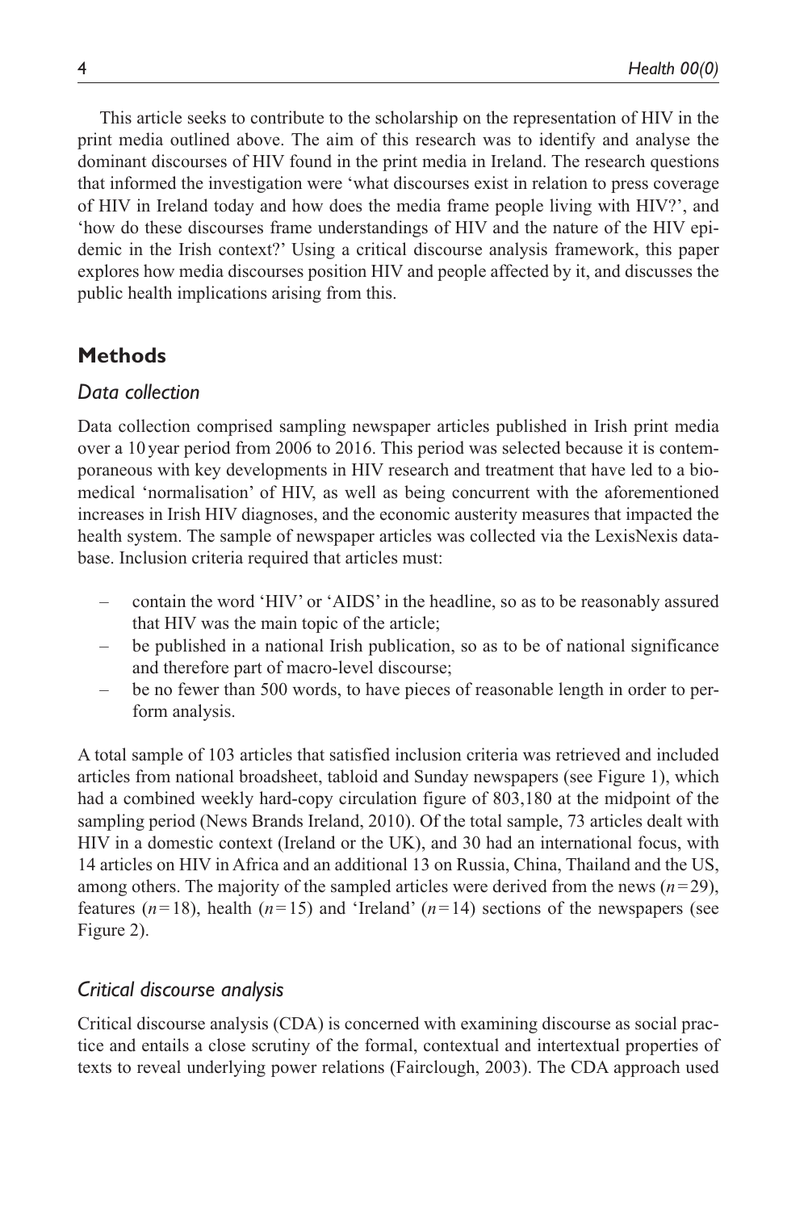This article seeks to contribute to the scholarship on the representation of HIV in the print media outlined above. The aim of this research was to identify and analyse the dominant discourses of HIV found in the print media in Ireland. The research questions that informed the investigation were 'what discourses exist in relation to press coverage of HIV in Ireland today and how does the media frame people living with HIV?', and 'how do these discourses frame understandings of HIV and the nature of the HIV epidemic in the Irish context?' Using a critical discourse analysis framework, this paper explores how media discourses position HIV and people affected by it, and discusses the public health implications arising from this.

## Methods

### *Data collection*

Data collection comprised sampling newspaper articles published in Irish print media over a 10 year period from 2006 to 2016. This period was selected because it is contemporaneous with key developments in HIV research and treatment that have led to a biomedical 'normalisation' of HIV, as well as being concurrent with the aforementioned increases in Irish HIV diagnoses, and the economic austerity measures that impacted the health system. The sample of newspaper articles was collected via the LexisNexis database. Inclusion criteria required that articles must:

- contain the word 'HIV' or 'AIDS' in the headline, so as to be reasonably assured that HIV was the main topic of the article;
- be published in a national Irish publication, so as to be of national significance and therefore part of macro-level discourse;
- be no fewer than 500 words, to have pieces of reasonable length in order to perform analysis.

A total sample of 103 articles that satisfied inclusion criteria was retrieved and included articles from national broadsheet, tabloid and Sunday newspapers (see Figure 1), which had a combined weekly hard-copy circulation figure of 803,180 at the midpoint of the sampling period (News Brands Ireland, 2010). Of the total sample, 73 articles dealt with HIV in a domestic context (Ireland or the UK), and 30 had an international focus, with 14 articles on HIV in Africa and an additional 13 on Russia, China, Thailand and the US, among others. The majority of the sampled articles were derived from the news ($n=29$), features ($n=18$), health ($n=15$) and 'Ireland' ($n=14$) sections of the newspapers (see Figure 2).

### *Critical discourse analysis*

Critical discourse analysis (CDA) is concerned with examining discourse as social practice and entails a close scrutiny of the formal, contextual and intertextual properties of texts to reveal underlying power relations (Fairclough, 2003). The CDA approach used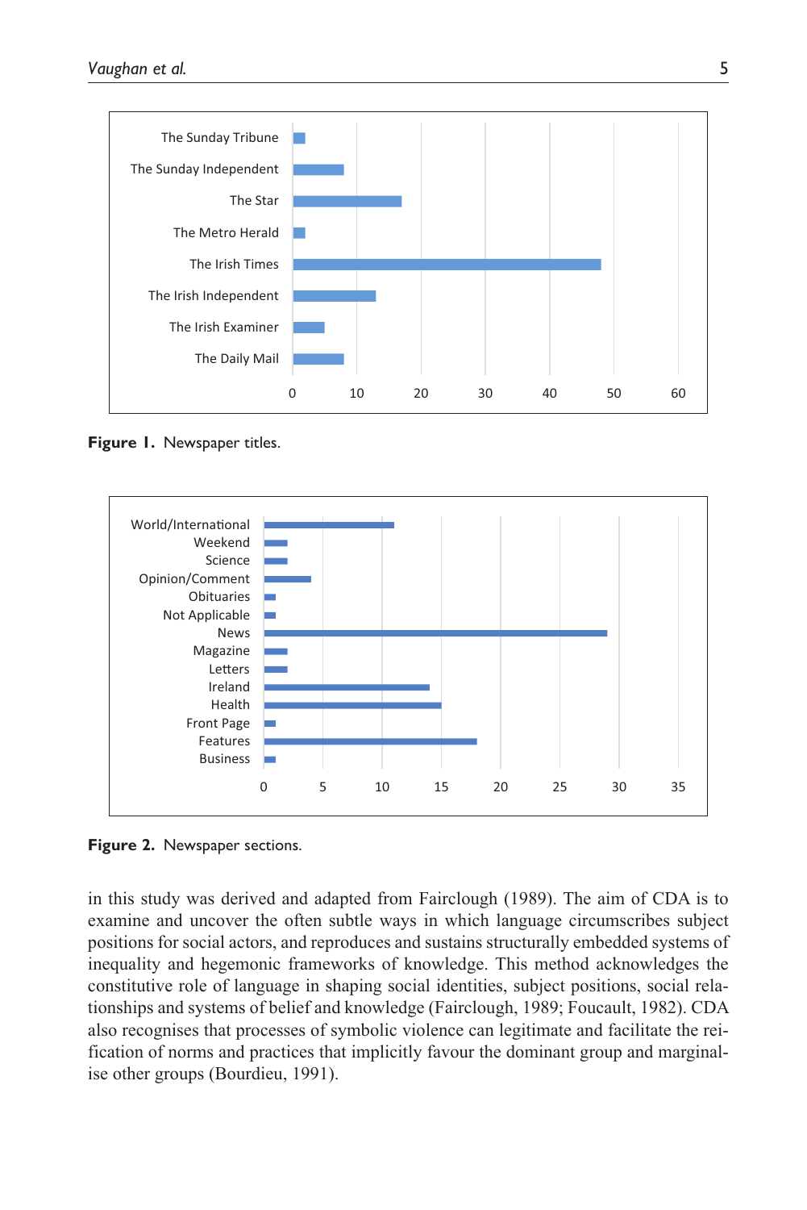Figure 1. Newspaper titles.

Figure 2. Newspaper sections.

in this study was derived and adapted from Fairclough (1989). The aim of CDA is to examine and uncover the often subtle ways in which language circumscribes subject positions for social actors, and reproduces and sustains structurally embedded systems of inequality and hegemonic frameworks of knowledge. This method acknowledges the constitutive role of language in shaping social identities, subject positions, social relationships and systems of belief and knowledge (Fairclough, 1989; Foucault, 1982). CDA also recognises that processes of symbolic violence can legitimate and facilitate the reification of norms and practices that implicitly favour the dominant group and marginalise other groups (Bourdieu, 1991).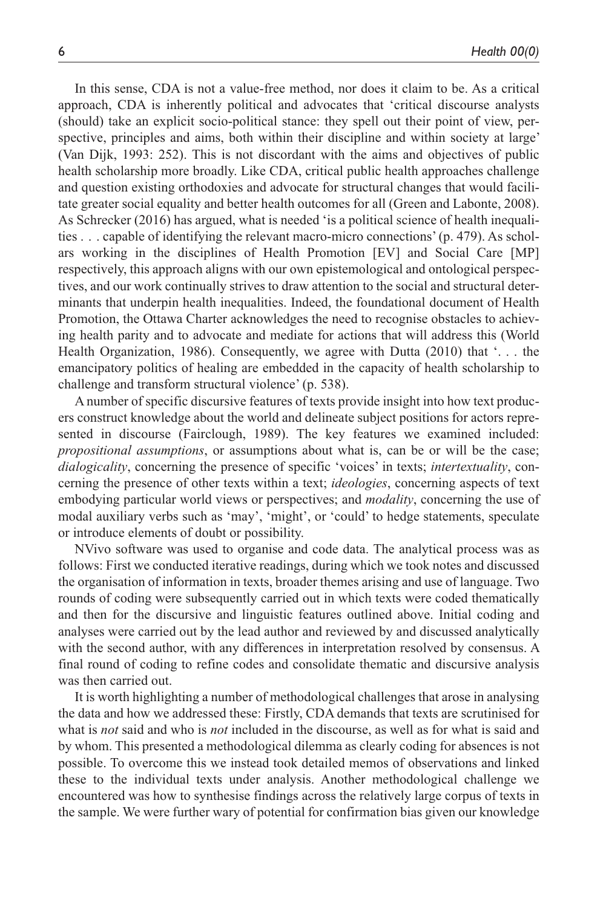In this sense, CDA is not a value-free method, nor does it claim to be. As a critical approach, CDA is inherently political and advocates that 'critical discourse analysts (should) take an explicit socio-political stance: they spell out their point of view, perspective, principles and aims, both within their discipline and within society at large' (Van Dijk, 1993: 252). This is not discordant with the aims and objectives of public health scholarship more broadly. Like CDA, critical public health approaches challenge and question existing orthodoxies and advocate for structural changes that would facilitate greater social equality and better health outcomes for all (Green and Labonte, 2008). As Schrecker (2016) has argued, what is needed 'is a political science of health inequalities . . . capable of identifying the relevant macro-micro connections' (p. 479). As scholars working in the disciplines of Health Promotion [EV] and Social Care [MP] respectively, this approach aligns with our own epistemological and ontological perspectives, and our work continually strives to draw attention to the social and structural determinants that underpin health inequalities. Indeed, the foundational document of Health Promotion, the Ottawa Charter acknowledges the need to recognise obstacles to achieving health parity and to advocate and mediate for actions that will address this (World Health Organization, 1986). Consequently, we agree with Dutta (2010) that '. . . the emancipatory politics of healing are embedded in the capacity of health scholarship to challenge and transform structural violence' (p. 538).

A number of specific discursive features of texts provide insight into how text producers construct knowledge about the world and delineate subject positions for actors represented in discourse (Fairclough, 1989). The key features we examined included: *propositional assumptions*, or assumptions about what is, can be or will be the case; *dialogicality*, concerning the presence of specific 'voices' in texts; *intertextuality*, concerning the presence of other texts within a text; *ideologies*, concerning aspects of text embodying particular world views or perspectives; and *modality*, concerning the use of modal auxiliary verbs such as 'may', 'might', or 'could' to hedge statements, speculate or introduce elements of doubt or possibility.

NVivo software was used to organise and code data. The analytical process was as follows: First we conducted iterative readings, during which we took notes and discussed the organisation of information in texts, broader themes arising and use of language. Two rounds of coding were subsequently carried out in which texts were coded thematically and then for the discursive and linguistic features outlined above. Initial coding and analyses were carried out by the lead author and reviewed by and discussed analytically with the second author, with any differences in interpretation resolved by consensus. A final round of coding to refine codes and consolidate thematic and discursive analysis was then carried out.

It is worth highlighting a number of methodological challenges that arose in analysing the data and how we addressed these: Firstly, CDA demands that texts are scrutinised for what is *not* said and who is *not* included in the discourse, as well as for what is said and by whom. This presented a methodological dilemma as clearly coding for absences is not possible. To overcome this we instead took detailed memos of observations and linked these to the individual texts under analysis. Another methodological challenge we encountered was how to synthesise findings across the relatively large corpus of texts in the sample. We were further wary of potential for confirmation bias given our knowledge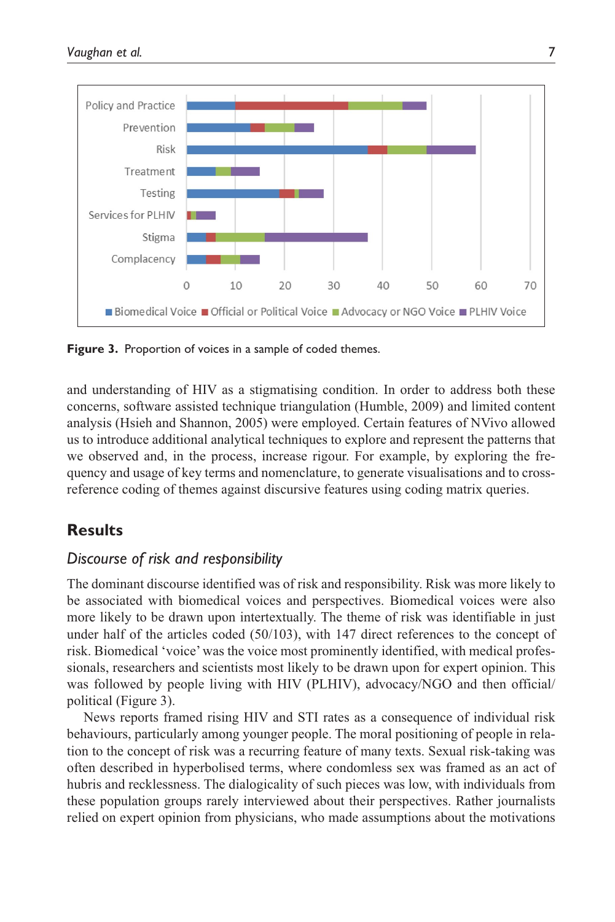Figure 3. Proportion of voices in a sample of coded themes.

and understanding of HIV as a stigmatising condition. In order to address both these concerns, software assisted technique triangulation (Humble, 2009) and limited content analysis (Hsieh and Shannon, 2005) were employed. Certain features of NVivo allowed us to introduce additional analytical techniques to explore and represent the patterns that we observed and, in the process, increase rigour. For example, by exploring the frequency and usage of key terms and nomenclature, to generate visualisations and to cross-reference coding of themes against discursive features using coding matrix queries.

## Results

### *Discourse of risk and responsibility*

The dominant discourse identified was of risk and responsibility. Risk was more likely to be associated with biomedical voices and perspectives. Biomedical voices were also more likely to be drawn upon intertextually. The theme of risk was identifiable in just under half of the articles coded (50/103), with 147 direct references to the concept of risk. Biomedical 'voice' was the voice most prominently identified, with medical professionals, researchers and scientists most likely to be drawn upon for expert opinion. This was followed by people living with HIV (PLHIV), advocacy/NGO and then official/political (Figure 3).

News reports framed rising HIV and STI rates as a consequence of individual risk behaviours, particularly among younger people. The moral positioning of people in relation to the concept of risk was a recurring feature of many texts. Sexual risk-taking was often described in hyperbolised terms, where condomless sex was framed as an act of hubris and recklessness. The dialogicality of such pieces was low, with individuals from these population groups rarely interviewed about their perspectives. Rather journalists relied on expert opinion from physicians, who made assumptions about the motivations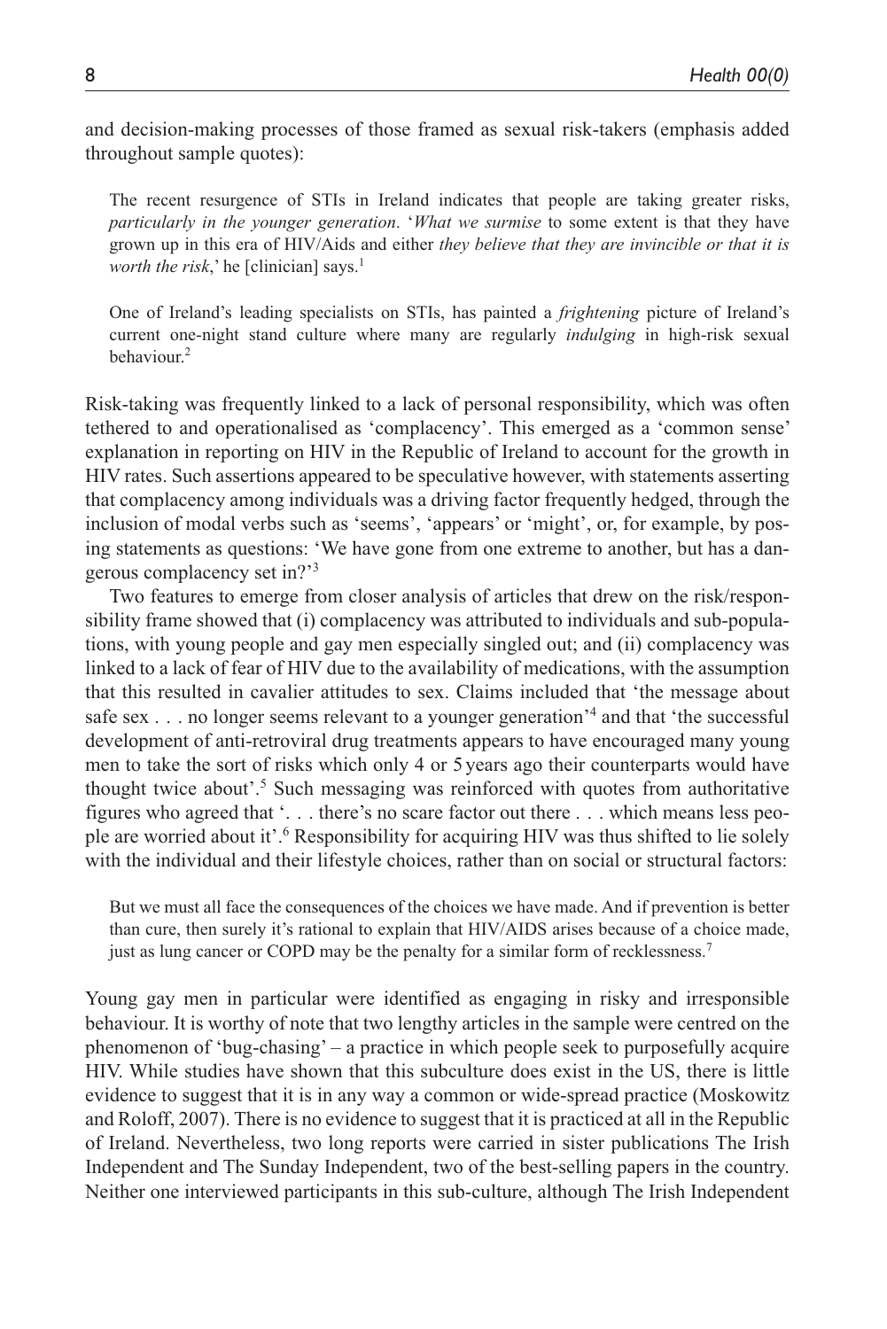and decision-making processes of those framed as sexual risk-takers (emphasis added throughout sample quotes):

> The recent resurgence of STIs in Ireland indicates that people are taking greater risks, *particularly in the younger generation*. '*What we surmise* to some extent is that they have grown up in this era of HIV/Aids and either *they believe that they are invincible or that it is worth the risk*,' he [clinician] says.[1]

> One of Ireland's leading specialists on STIs, has painted a *frightening* picture of Ireland's current one-night stand culture where many are regularly *indulging* in high-risk sexual behaviour.[2]

Risk-taking was frequently linked to a lack of personal responsibility, which was often tethered to and operationalised as 'complacency'. This emerged as a 'common sense' explanation in reporting on HIV in the Republic of Ireland to account for the growth in HIV rates. Such assertions appeared to be speculative however, with statements asserting that complacency among individuals was a driving factor frequently hedged, through the inclusion of modal verbs such as 'seems', 'appears' or 'might', or, for example, by posing statements as questions: 'We have gone from one extreme to another, but has a dangerous complacency set in?'[3]

Two features to emerge from closer analysis of articles that drew on the risk/responsibility frame showed that (i) complacency was attributed to individuals and sub-populations, with young people and gay men especially singled out; and (ii) complacency was linked to a lack of fear of HIV due to the availability of medications, with the assumption that this resulted in cavalier attitudes to sex. Claims included that 'the message about safe sex . . . no longer seems relevant to a younger generation'[4] and that 'the successful development of anti-retroviral drug treatments appears to have encouraged many young men to take the sort of risks which only 4 or 5 years ago their counterparts would have thought twice about'.[5] Such messaging was reinforced with quotes from authoritative figures who agreed that '. . . there's no scare factor out there . . . which means less people are worried about it'.[6] Responsibility for acquiring HIV was thus shifted to lie solely with the individual and their lifestyle choices, rather than on social or structural factors:

> But we must all face the consequences of the choices we have made. And if prevention is better than cure, then surely it's rational to explain that HIV/AIDS arises because of a choice made, just as lung cancer or COPD may be the penalty for a similar form of recklessness.[7]

Young gay men in particular were identified as engaging in risky and irresponsible behaviour. It is worthy of note that two lengthy articles in the sample were centred on the phenomenon of 'bug-chasing' – a practice in which people seek to purposefully acquire HIV. While studies have shown that this subculture does exist in the US, there is little evidence to suggest that it is in any way a common or wide-spread practice (Moskowitz and Roloff, 2007). There is no evidence to suggest that it is practiced at all in the Republic of Ireland. Nevertheless, two long reports were carried in sister publications The Irish Independent and The Sunday Independent, two of the best-selling papers in the country. Neither one interviewed participants in this sub-culture, although The Irish Independent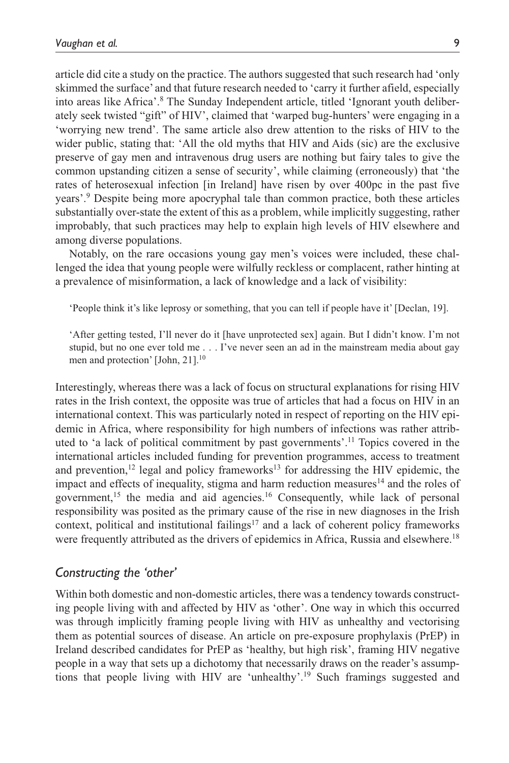article did cite a study on the practice. The authors suggested that such research had 'only skimmed the surface' and that future research needed to 'carry it further afield, especially into areas like Africa'.[8] The Sunday Independent article, titled 'Ignorant youth deliberately seek twisted "gift" of HIV', claimed that 'warped bug-hunters' were engaging in a 'worrying new trend'. The same article also drew attention to the risks of HIV to the wider public, stating that: 'All the old myths that HIV and Aids (sic) are the exclusive preserve of gay men and intravenous drug users are nothing but fairy tales to give the common upstanding citizen a sense of security', while claiming (erroneously) that 'the rates of heterosexual infection [in Ireland] have risen by over 400pc in the past five years'.[9] Despite being more apocryphal tale than common practice, both these articles substantially over-state the extent of this as a problem, while implicitly suggesting, rather improbably, that such practices may help to explain high levels of HIV elsewhere and among diverse populations.

Notably, on the rare occasions young gay men's voices were included, these challenged the idea that young people were wilfully reckless or complacent, rather hinting at a prevalence of misinformation, a lack of knowledge and a lack of visibility:

> 'People think it's like leprosy or something, that you can tell if people have it' [Declan, 19].
>
> 'After getting tested, I'll never do it [have unprotected sex] again. But I didn't know. I'm not stupid, but no one ever told me . . . I've never seen an ad in the mainstream media about gay men and protection' [John, 21].[10]

Interestingly, whereas there was a lack of focus on structural explanations for rising HIV rates in the Irish context, the opposite was true of articles that had a focus on HIV in an international context. This was particularly noted in respect of reporting on the HIV epidemic in Africa, where responsibility for high numbers of infections was rather attributed to 'a lack of political commitment by past governments'.[11] Topics covered in the international articles included funding for prevention programmes, access to treatment and prevention,[12] legal and policy frameworks[13] for addressing the HIV epidemic, the impact and effects of inequality, stigma and harm reduction measures[14] and the roles of government,[15] the media and aid agencies.[16] Consequently, while lack of personal responsibility was posited as the primary cause of the rise in new diagnoses in the Irish context, political and institutional failings[17] and a lack of coherent policy frameworks were frequently attributed as the drivers of epidemics in Africa, Russia and elsewhere.[18]

### *Constructing the 'other'*

Within both domestic and non-domestic articles, there was a tendency towards constructing people living with and affected by HIV as 'other'. One way in which this occurred was through implicitly framing people living with HIV as unhealthy and vectorising them as potential sources of disease. An article on pre-exposure prophylaxis (PrEP) in Ireland described candidates for PrEP as 'healthy, but high risk', framing HIV negative people in a way that sets up a dichotomy that necessarily draws on the reader's assumptions that people living with HIV are 'unhealthy'.[19] Such framings suggested and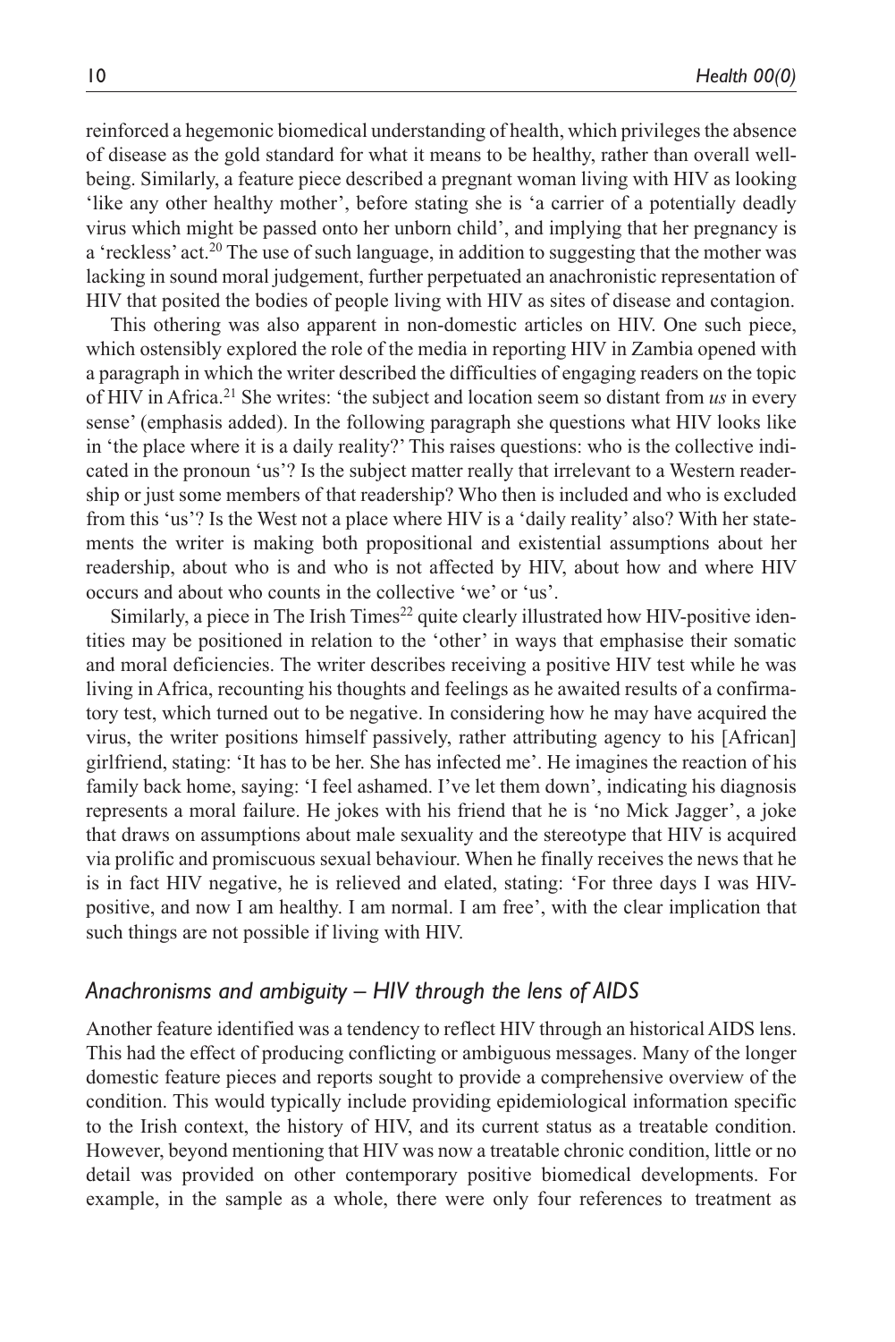reinforced a hegemonic biomedical understanding of health, which privileges the absence of disease as the gold standard for what it means to be healthy, rather than overall wellbeing. Similarly, a feature piece described a pregnant woman living with HIV as looking 'like any other healthy mother', before stating she is 'a carrier of a potentially deadly virus which might be passed onto her unborn child', and implying that her pregnancy is a 'reckless' act.[20] The use of such language, in addition to suggesting that the mother was lacking in sound moral judgement, further perpetuated an anachronistic representation of HIV that posited the bodies of people living with HIV as sites of disease and contagion.

This othering was also apparent in non-domestic articles on HIV. One such piece, which ostensibly explored the role of the media in reporting HIV in Zambia opened with a paragraph in which the writer described the difficulties of engaging readers on the topic of HIV in Africa.[21] She writes: 'the subject and location seem so distant from *us* in every sense' (emphasis added). In the following paragraph she questions what HIV looks like in 'the place where it is a daily reality?' This raises questions: who is the collective indicated in the pronoun 'us'? Is the subject matter really that irrelevant to a Western readership or just some members of that readership? Who then is included and who is excluded from this 'us'? Is the West not a place where HIV is a 'daily reality' also? With her statements the writer is making both propositional and existential assumptions about her readership, about who is and who is not affected by HIV, about how and where HIV occurs and about who counts in the collective 'we' or 'us'.

Similarly, a piece in The Irish Times[22] quite clearly illustrated how HIV-positive identities may be positioned in relation to the 'other' in ways that emphasise their somatic and moral deficiencies. The writer describes receiving a positive HIV test while he was living in Africa, recounting his thoughts and feelings as he awaited results of a confirmatory test, which turned out to be negative. In considering how he may have acquired the virus, the writer positions himself passively, rather attributing agency to his [African] girlfriend, stating: 'It has to be her. She has infected me'. He imagines the reaction of his family back home, saying: 'I feel ashamed. I've let them down', indicating his diagnosis represents a moral failure. He jokes with his friend that he is 'no Mick Jagger', a joke that draws on assumptions about male sexuality and the stereotype that HIV is acquired via prolific and promiscuous sexual behaviour. When he finally receives the news that he is in fact HIV negative, he is relieved and elated, stating: 'For three days I was HIV-positive, and now I am healthy. I am normal. I am free', with the clear implication that such things are not possible if living with HIV.

### *Anachronisms and ambiguity – HIV through the lens of AIDS*

Another feature identified was a tendency to reflect HIV through an historical AIDS lens. This had the effect of producing conflicting or ambiguous messages. Many of the longer domestic feature pieces and reports sought to provide a comprehensive overview of the condition. This would typically include providing epidemiological information specific to the Irish context, the history of HIV, and its current status as a treatable condition. However, beyond mentioning that HIV was now a treatable chronic condition, little or no detail was provided on other contemporary positive biomedical developments. For example, in the sample as a whole, there were only four references to treatment as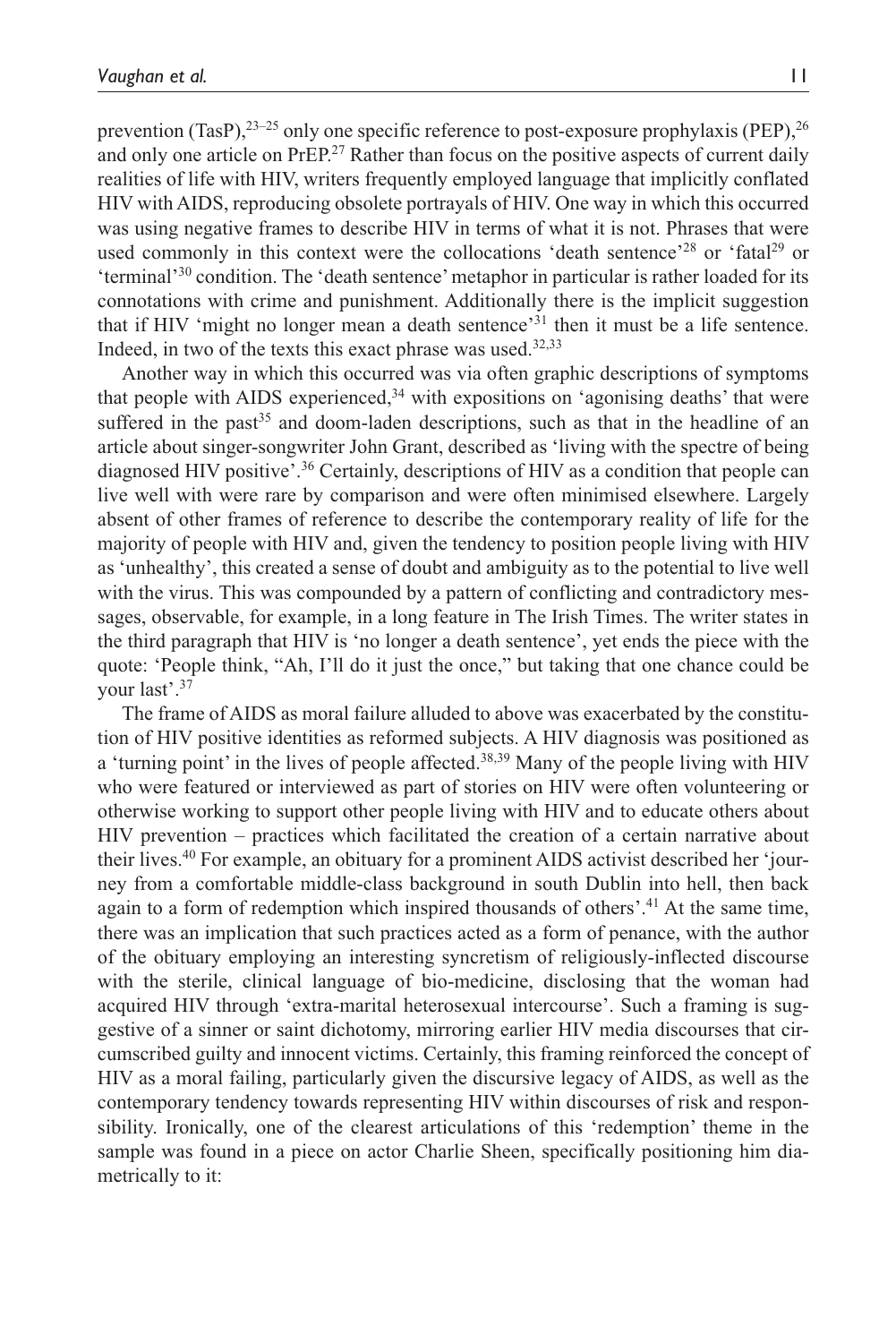prevention (TasP),[23–25] only one specific reference to post-exposure prophylaxis (PEP),[26] and only one article on PrEP.[27] Rather than focus on the positive aspects of current daily realities of life with HIV, writers frequently employed language that implicitly conflated HIV with AIDS, reproducing obsolete portrayals of HIV. One way in which this occurred was using negative frames to describe HIV in terms of what it is not. Phrases that were used commonly in this context were the collocations 'death sentence'[28] or 'fatal[29] or 'terminal'[30] condition. The 'death sentence' metaphor in particular is rather loaded for its connotations with crime and punishment. Additionally there is the implicit suggestion that if HIV 'might no longer mean a death sentence'[31] then it must be a life sentence. Indeed, in two of the texts this exact phrase was used.[32,33]

Another way in which this occurred was via often graphic descriptions of symptoms that people with AIDS experienced,[34] with expositions on 'agonising deaths' that were suffered in the past[35] and doom-laden descriptions, such as that in the headline of an article about singer-songwriter John Grant, described as 'living with the spectre of being diagnosed HIV positive'.[36] Certainly, descriptions of HIV as a condition that people can live well with were rare by comparison and were often minimised elsewhere. Largely absent of other frames of reference to describe the contemporary reality of life for the majority of people with HIV and, given the tendency to position people living with HIV as 'unhealthy', this created a sense of doubt and ambiguity as to the potential to live well with the virus. This was compounded by a pattern of conflicting and contradictory messages, observable, for example, in a long feature in The Irish Times. The writer states in the third paragraph that HIV is 'no longer a death sentence', yet ends the piece with the quote: 'People think, "Ah, I'll do it just the once," but taking that one chance could be your last'.[37]

The frame of AIDS as moral failure alluded to above was exacerbated by the constitution of HIV positive identities as reformed subjects. A HIV diagnosis was positioned as a 'turning point' in the lives of people affected.[38,39] Many of the people living with HIV who were featured or interviewed as part of stories on HIV were often volunteering or otherwise working to support other people living with HIV and to educate others about HIV prevention – practices which facilitated the creation of a certain narrative about their lives.[40] For example, an obituary for a prominent AIDS activist described her 'journey from a comfortable middle-class background in south Dublin into hell, then back again to a form of redemption which inspired thousands of others'.[41] At the same time, there was an implication that such practices acted as a form of penance, with the author of the obituary employing an interesting syncretism of religiously-inflected discourse with the sterile, clinical language of bio-medicine, disclosing that the woman had acquired HIV through 'extra-marital heterosexual intercourse'. Such a framing is suggestive of a sinner or saint dichotomy, mirroring earlier HIV media discourses that circumscribed guilty and innocent victims. Certainly, this framing reinforced the concept of HIV as a moral failing, particularly given the discursive legacy of AIDS, as well as the contemporary tendency towards representing HIV within discourses of risk and responsibility. Ironically, one of the clearest articulations of this 'redemption' theme in the sample was found in a piece on actor Charlie Sheen, specifically positioning him diametrically to it: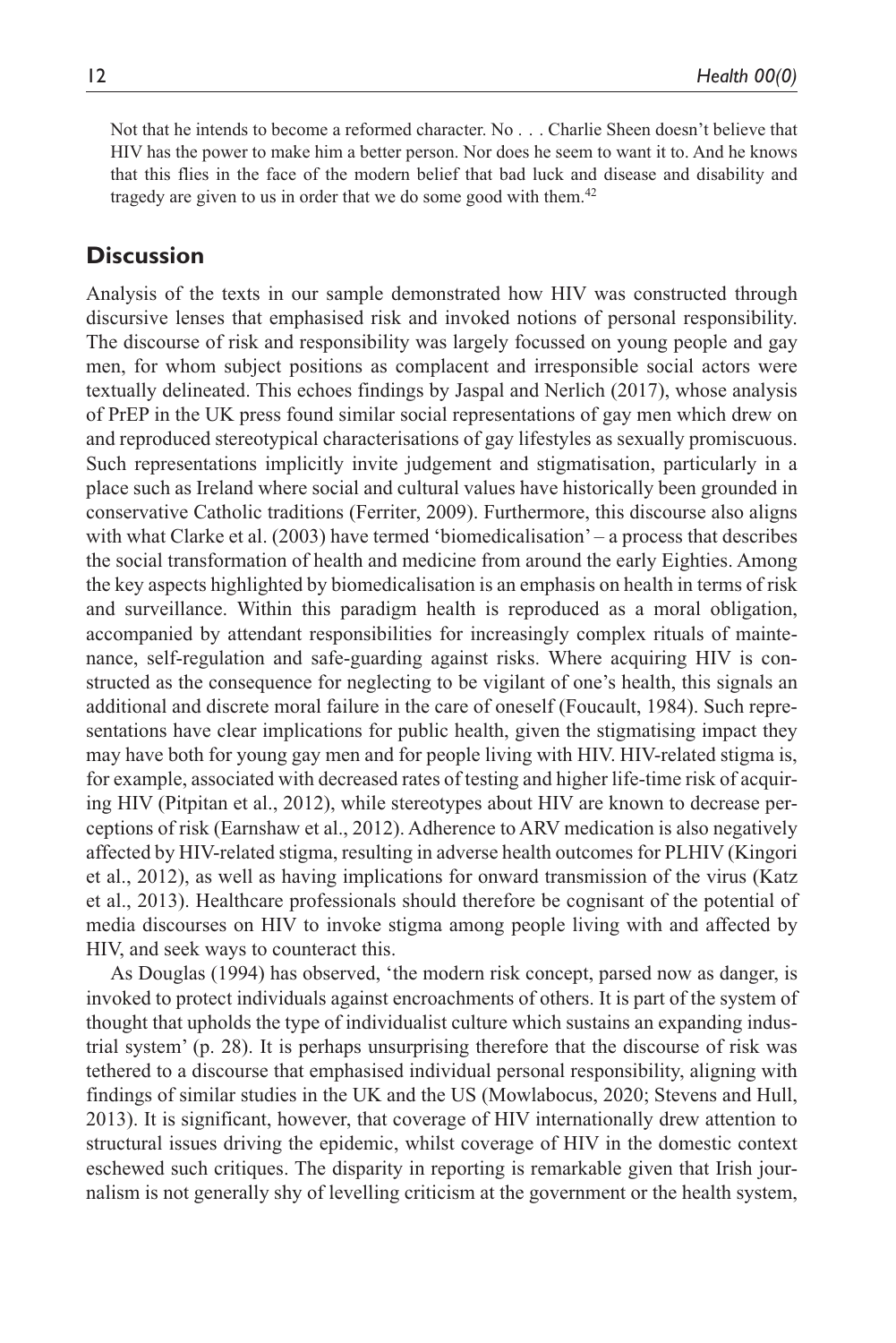> Not that he intends to become a reformed character. No . . . Charlie Sheen doesn't believe that HIV has the power to make him a better person. Nor does he seem to want it to. And he knows that this flies in the face of the modern belief that bad luck and disease and disability and tragedy are given to us in order that we do some good with them.[42]

## Discussion

Analysis of the texts in our sample demonstrated how HIV was constructed through discursive lenses that emphasised risk and invoked notions of personal responsibility. The discourse of risk and responsibility was largely focussed on young people and gay men, for whom subject positions as complacent and irresponsible social actors were textually delineated. This echoes findings by Jaspal and Nerlich (2017), whose analysis of PrEP in the UK press found similar social representations of gay men which drew on and reproduced stereotypical characterisations of gay lifestyles as sexually promiscuous. Such representations implicitly invite judgement and stigmatisation, particularly in a place such as Ireland where social and cultural values have historically been grounded in conservative Catholic traditions (Ferriter, 2009). Furthermore, this discourse also aligns with what Clarke et al. (2003) have termed 'biomedicalisation' – a process that describes the social transformation of health and medicine from around the early Eighties. Among the key aspects highlighted by biomedicalisation is an emphasis on health in terms of risk and surveillance. Within this paradigm health is reproduced as a moral obligation, accompanied by attendant responsibilities for increasingly complex rituals of maintenance, self-regulation and safe-guarding against risks. Where acquiring HIV is constructed as the consequence for neglecting to be vigilant of one's health, this signals an additional and discrete moral failure in the care of oneself (Foucault, 1984). Such representations have clear implications for public health, given the stigmatising impact they may have both for young gay men and for people living with HIV. HIV-related stigma is, for example, associated with decreased rates of testing and higher life-time risk of acquiring HIV (Pitpitan et al., 2012), while stereotypes about HIV are known to decrease perceptions of risk (Earnshaw et al., 2012). Adherence to ARV medication is also negatively affected by HIV-related stigma, resulting in adverse health outcomes for PLHIV (Kingori et al., 2012), as well as having implications for onward transmission of the virus (Katz et al., 2013). Healthcare professionals should therefore be cognisant of the potential of media discourses on HIV to invoke stigma among people living with and affected by HIV, and seek ways to counteract this.

As Douglas (1994) has observed, 'the modern risk concept, parsed now as danger, is invoked to protect individuals against encroachments of others. It is part of the system of thought that upholds the type of individualist culture which sustains an expanding industrial system' (p. 28). It is perhaps unsurprising therefore that the discourse of risk was tethered to a discourse that emphasised individual personal responsibility, aligning with findings of similar studies in the UK and the US (Mowlabocus, 2020; Stevens and Hull, 2013). It is significant, however, that coverage of HIV internationally drew attention to structural issues driving the epidemic, whilst coverage of HIV in the domestic context eschewed such critiques. The disparity in reporting is remarkable given that Irish journalism is not generally shy of levelling criticism at the government or the health system,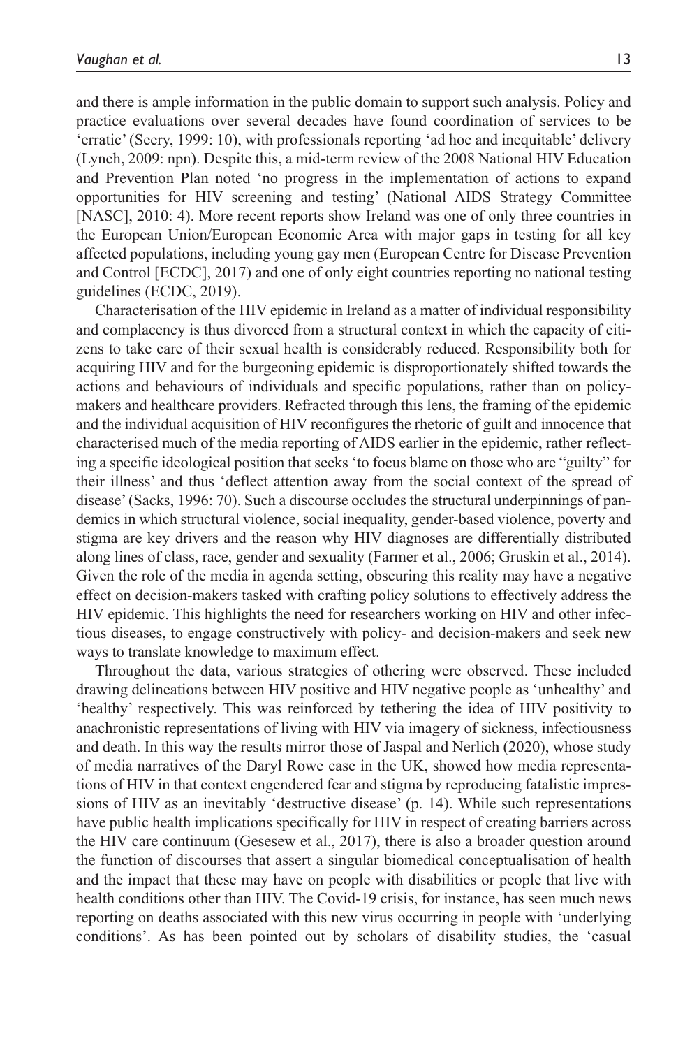and there is ample information in the public domain to support such analysis. Policy and practice evaluations over several decades have found coordination of services to be 'erratic' (Seery, 1999: 10), with professionals reporting 'ad hoc and inequitable' delivery (Lynch, 2009: npn). Despite this, a mid-term review of the 2008 National HIV Education and Prevention Plan noted 'no progress in the implementation of actions to expand opportunities for HIV screening and testing' (National AIDS Strategy Committee [NASC], 2010: 4). More recent reports show Ireland was one of only three countries in the European Union/European Economic Area with major gaps in testing for all key affected populations, including young gay men (European Centre for Disease Prevention and Control [ECDC], 2017) and one of only eight countries reporting no national testing guidelines (ECDC, 2019).

Characterisation of the HIV epidemic in Ireland as a matter of individual responsibility and complacency is thus divorced from a structural context in which the capacity of citizens to take care of their sexual health is considerably reduced. Responsibility both for acquiring HIV and for the burgeoning epidemic is disproportionately shifted towards the actions and behaviours of individuals and specific populations, rather than on policymakers and healthcare providers. Refracted through this lens, the framing of the epidemic and the individual acquisition of HIV reconfigures the rhetoric of guilt and innocence that characterised much of the media reporting of AIDS earlier in the epidemic, rather reflecting a specific ideological position that seeks 'to focus blame on those who are "guilty" for their illness' and thus 'deflect attention away from the social context of the spread of disease' (Sacks, 1996: 70). Such a discourse occludes the structural underpinnings of pandemics in which structural violence, social inequality, gender-based violence, poverty and stigma are key drivers and the reason why HIV diagnoses are differentially distributed along lines of class, race, gender and sexuality (Farmer et al., 2006; Gruskin et al., 2014). Given the role of the media in agenda setting, obscuring this reality may have a negative effect on decision-makers tasked with crafting policy solutions to effectively address the HIV epidemic. This highlights the need for researchers working on HIV and other infectious diseases, to engage constructively with policy- and decision-makers and seek new ways to translate knowledge to maximum effect.

Throughout the data, various strategies of othering were observed. These included drawing delineations between HIV positive and HIV negative people as 'unhealthy' and 'healthy' respectively. This was reinforced by tethering the idea of HIV positivity to anachronistic representations of living with HIV via imagery of sickness, infectiousness and death. In this way the results mirror those of Jaspal and Nerlich (2020), whose study of media narratives of the Daryl Rowe case in the UK, showed how media representations of HIV in that context engendered fear and stigma by reproducing fatalistic impressions of HIV as an inevitably 'destructive disease' (p. 14). While such representations have public health implications specifically for HIV in respect of creating barriers across the HIV care continuum (Gesesew et al., 2017), there is also a broader question around the function of discourses that assert a singular biomedical conceptualisation of health and the impact that these may have on people with disabilities or people that live with health conditions other than HIV. The Covid-19 crisis, for instance, has seen much news reporting on deaths associated with this new virus occurring in people with 'underlying conditions'. As has been pointed out by scholars of disability studies, the 'casual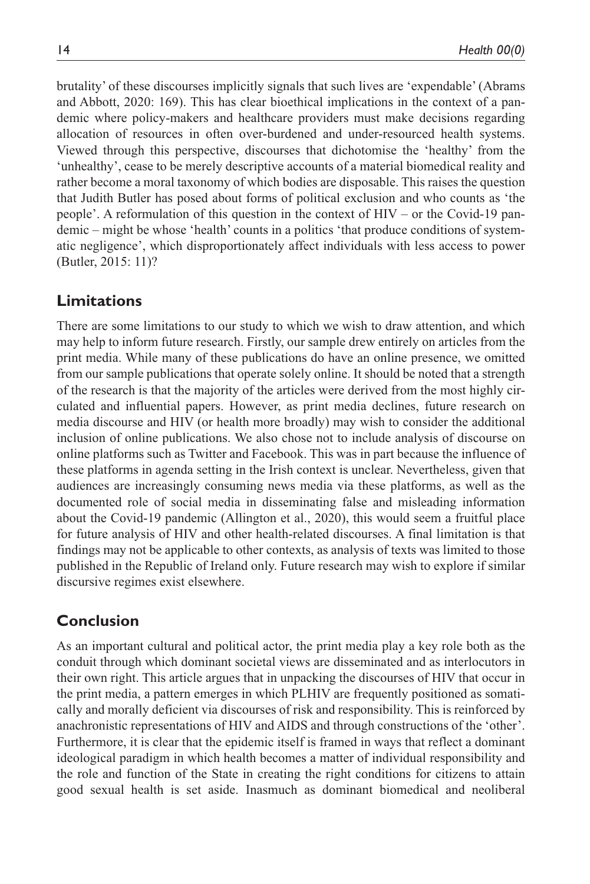brutality' of these discourses implicitly signals that such lives are 'expendable' (Abrams and Abbott, 2020: 169). This has clear bioethical implications in the context of a pandemic where policy-makers and healthcare providers must make decisions regarding allocation of resources in often over-burdened and under-resourced health systems. Viewed through this perspective, discourses that dichotomise the 'healthy' from the 'unhealthy', cease to be merely descriptive accounts of a material biomedical reality and rather become a moral taxonomy of which bodies are disposable. This raises the question that Judith Butler has posed about forms of political exclusion and who counts as 'the people'. A reformulation of this question in the context of HIV – or the Covid-19 pandemic – might be whose 'health' counts in a politics 'that produce conditions of systematic negligence', which disproportionately affect individuals with less access to power (Butler, 2015: 11)?

## Limitations

There are some limitations to our study to which we wish to draw attention, and which may help to inform future research. Firstly, our sample drew entirely on articles from the print media. While many of these publications do have an online presence, we omitted from our sample publications that operate solely online. It should be noted that a strength of the research is that the majority of the articles were derived from the most highly circulated and influential papers. However, as print media declines, future research on media discourse and HIV (or health more broadly) may wish to consider the additional inclusion of online publications. We also chose not to include analysis of discourse on online platforms such as Twitter and Facebook. This was in part because the influence of these platforms in agenda setting in the Irish context is unclear. Nevertheless, given that audiences are increasingly consuming news media via these platforms, as well as the documented role of social media in disseminating false and misleading information about the Covid-19 pandemic (Allington et al., 2020), this would seem a fruitful place for future analysis of HIV and other health-related discourses. A final limitation is that findings may not be applicable to other contexts, as analysis of texts was limited to those published in the Republic of Ireland only. Future research may wish to explore if similar discursive regimes exist elsewhere.

## Conclusion

As an important cultural and political actor, the print media play a key role both as the conduit through which dominant societal views are disseminated and as interlocutors in their own right. This article argues that in unpacking the discourses of HIV that occur in the print media, a pattern emerges in which PLHIV are frequently positioned as somatically and morally deficient via discourses of risk and responsibility. This is reinforced by anachronistic representations of HIV and AIDS and through constructions of the 'other'. Furthermore, it is clear that the epidemic itself is framed in ways that reflect a dominant ideological paradigm in which health becomes a matter of individual responsibility and the role and function of the State in creating the right conditions for citizens to attain good sexual health is set aside. Inasmuch as dominant biomedical and neoliberal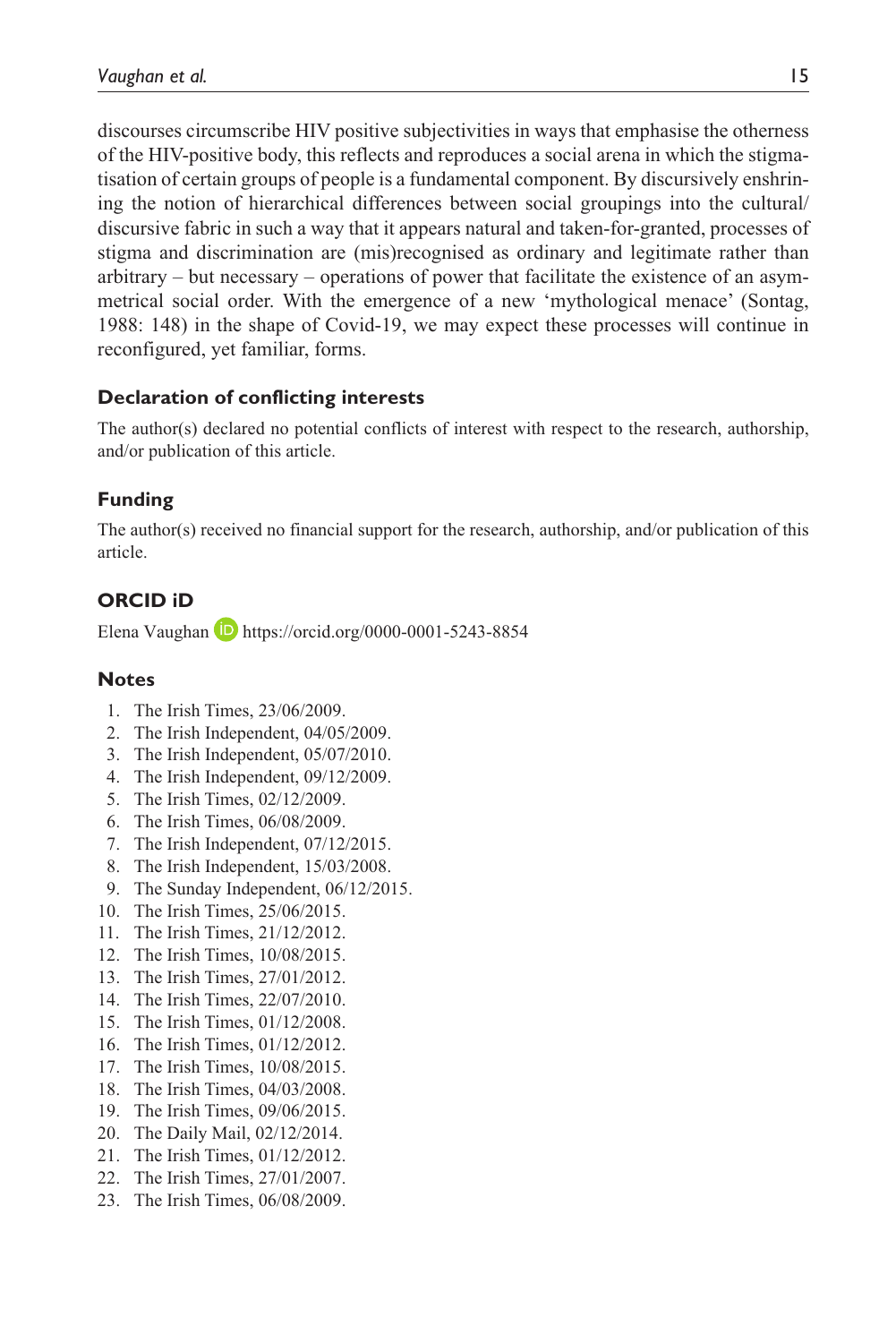discourses circumscribe HIV positive subjectivities in ways that emphasise the otherness of the HIV-positive body, this reflects and reproduces a social arena in which the stigmatisation of certain groups of people is a fundamental component. By discursively enshrining the notion of hierarchical differences between social groupings into the cultural/discursive fabric in such a way that it appears natural and taken-for-granted, processes of stigma and discrimination are (mis)recognised as ordinary and legitimate rather than arbitrary – but necessary – operations of power that facilitate the existence of an asymmetrical social order. With the emergence of a new 'mythological menace' (Sontag, 1988: 148) in the shape of Covid-19, we may expect these processes will continue in reconfigured, yet familiar, forms.

### Declaration of conflicting interests

The author(s) declared no potential conflicts of interest with respect to the research, authorship, and/or publication of this article.

### Funding

The author(s) received no financial support for the research, authorship, and/or publication of this article.

### ORCID iD

Elena Vaughan https://orcid.org/0000-0001-5243-8854

### Notes

1. The Irish Times, 23/06/2009.
2. The Irish Independent, 04/05/2009.
3. The Irish Independent, 05/07/2010.
4. The Irish Independent, 09/12/2009.
5. The Irish Times, 02/12/2009.
6. The Irish Times, 06/08/2009.
7. The Irish Independent, 07/12/2015.
8. The Irish Independent, 15/03/2008.
9. The Sunday Independent, 06/12/2015.
10. The Irish Times, 25/06/2015.
11. The Irish Times, 21/12/2012.
12. The Irish Times, 10/08/2015.
13. The Irish Times, 27/01/2012.
14. The Irish Times, 22/07/2010.
15. The Irish Times, 01/12/2008.
16. The Irish Times, 01/12/2012.
17. The Irish Times, 10/08/2015.
18. The Irish Times, 04/03/2008.
19. The Irish Times, 09/06/2015.
20. The Daily Mail, 02/12/2014.
21. The Irish Times, 01/12/2012.
22. The Irish Times, 27/01/2007.
23. The Irish Times, 06/08/2009.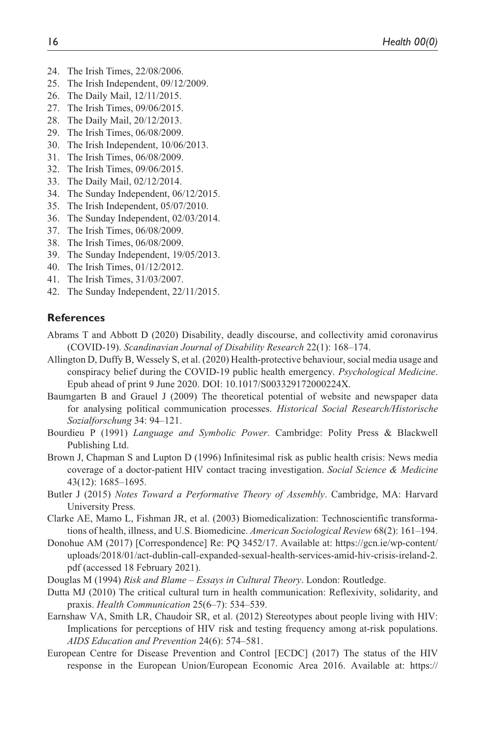24. The Irish Times, 22/08/2006.
25. The Irish Independent, 09/12/2009.
26. The Daily Mail, 12/11/2015.
27. The Irish Times, 09/06/2015.
28. The Daily Mail, 20/12/2013.
29. The Irish Times, 06/08/2009.
30. The Irish Independent, 10/06/2013.
31. The Irish Times, 06/08/2009.
32. The Irish Times, 09/06/2015.
33. The Daily Mail, 02/12/2014.
34. The Sunday Independent, 06/12/2015.
35. The Irish Independent, 05/07/2010.
36. The Sunday Independent, 02/03/2014.
37. The Irish Times, 06/08/2009.
38. The Irish Times, 06/08/2009.
39. The Sunday Independent, 19/05/2013.
40. The Irish Times, 01/12/2012.
41. The Irish Times, 31/03/2007.
42. The Sunday Independent, 22/11/2015.

## References

Abrams T and Abbott D (2020) Disability, deadly discourse, and collectivity amid coronavirus (COVID-19). *Scandinavian Journal of Disability Research* 22(1): 168–174.

Allington D, Duffy B, Wessely S, et al. (2020) Health-protective behaviour, social media usage and conspiracy belief during the COVID-19 public health emergency. *Psychological Medicine*. Epub ahead of print 9 June 2020. DOI: 10.1017/S003329172000224X.

Baumgarten B and Grauel J (2009) The theoretical potential of website and newspaper data for analysing political communication processes. *Historical Social Research/Historische Sozialforschung* 34: 94–121.

Bourdieu P (1991) *Language and Symbolic Power*. Cambridge: Polity Press & Blackwell Publishing Ltd.

Brown J, Chapman S and Lupton D (1996) Infinitesimal risk as public health crisis: News media coverage of a doctor-patient HIV contact tracing investigation. *Social Science & Medicine* 43(12): 1685–1695.

Butler J (2015) *Notes Toward a Performative Theory of Assembly*. Cambridge, MA: Harvard University Press.

Clarke AE, Mamo L, Fishman JR, et al. (2003) Biomedicalization: Technoscientific transformations of health, illness, and U.S. Biomedicine. *American Sociological Review* 68(2): 161–194.

Donohue AM (2017) [Correspondence] Re: PQ 3452/17. Available at: https://gcn.ie/wp-content/uploads/2018/01/act-dublin-call-expanded-sexual-health-services-amid-hiv-crisis-ireland-2.pdf (accessed 18 February 2021).

Douglas M (1994) *Risk and Blame – Essays in Cultural Theory*. London: Routledge.

Dutta MJ (2010) The critical cultural turn in health communication: Reflexivity, solidarity, and praxis. *Health Communication* 25(6–7): 534–539.

Earnshaw VA, Smith LR, Chaudoir SR, et al. (2012) Stereotypes about people living with HIV: Implications for perceptions of HIV risk and testing frequency among at-risk populations. *AIDS Education and Prevention* 24(6): 574–581.

European Centre for Disease Prevention and Control [ECDC] (2017) The status of the HIV response in the European Union/European Economic Area 2016. Available at: https://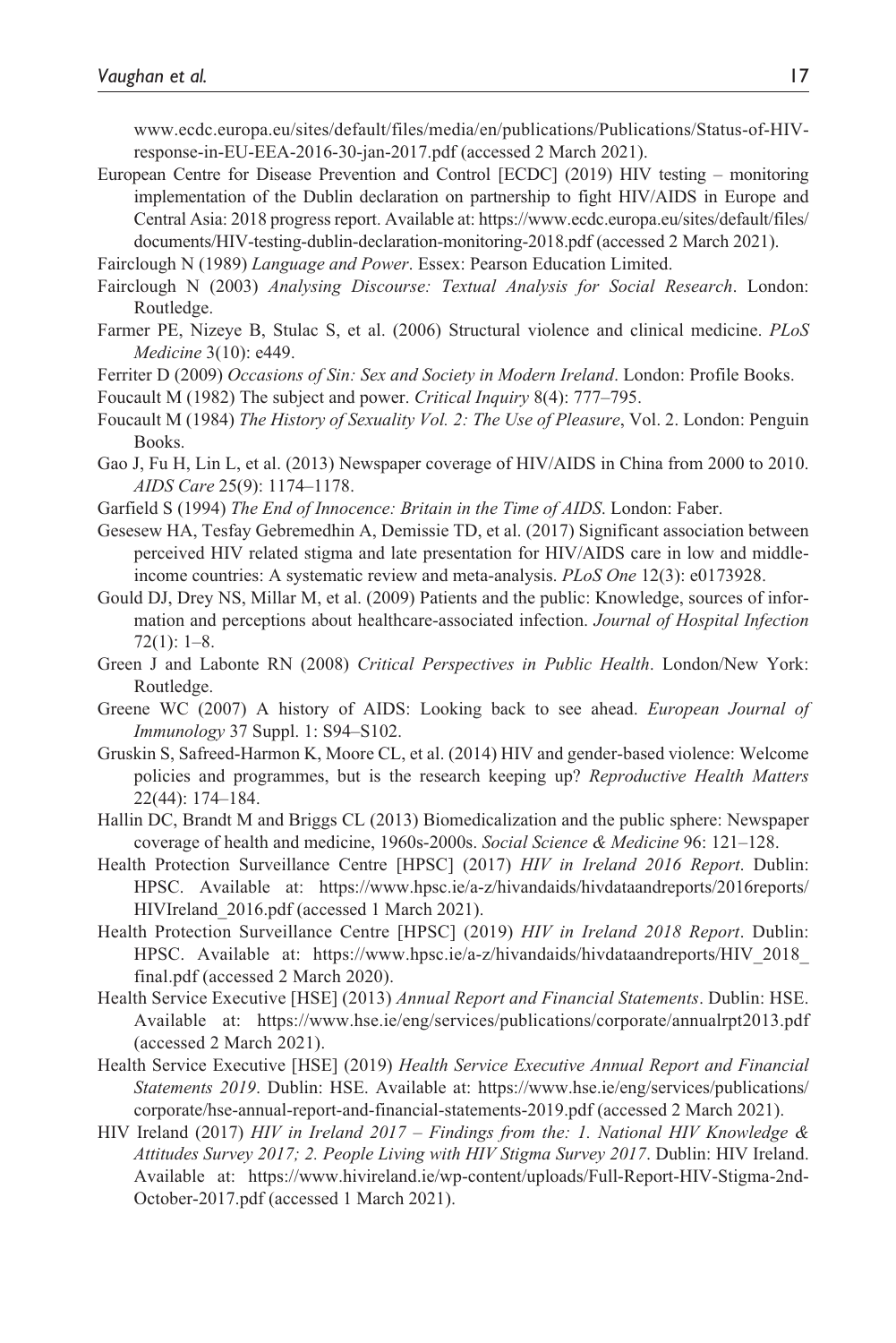www.ecdc.europa.eu/sites/default/files/media/en/publications/Publications/Status-of-HIV-response-in-EU-EEA-2016-30-jan-2017.pdf (accessed 2 March 2021).

European Centre for Disease Prevention and Control [ECDC] (2019) HIV testing – monitoring implementation of the Dublin declaration on partnership to fight HIV/AIDS in Europe and Central Asia: 2018 progress report. Available at: https://www.ecdc.europa.eu/sites/default/files/documents/HIV-testing-dublin-declaration-monitoring-2018.pdf (accessed 2 March 2021).

Fairclough N (1989) *Language and Power*. Essex: Pearson Education Limited.

Fairclough N (2003) *Analysing Discourse: Textual Analysis for Social Research*. London: Routledge.

Farmer PE, Nizeye B, Stulac S, et al. (2006) Structural violence and clinical medicine. *PLoS Medicine* 3(10): e449.

Ferriter D (2009) *Occasions of Sin: Sex and Society in Modern Ireland*. London: Profile Books.

Foucault M (1982) The subject and power. *Critical Inquiry* 8(4): 777–795.

Foucault M (1984) *The History of Sexuality Vol. 2: The Use of Pleasure*, Vol. 2. London: Penguin Books.

Gao J, Fu H, Lin L, et al. (2013) Newspaper coverage of HIV/AIDS in China from 2000 to 2010. *AIDS Care* 25(9): 1174–1178.

Garfield S (1994) *The End of Innocence: Britain in the Time of AIDS*. London: Faber.

Gesesew HA, Tesfay Gebremedhin A, Demissie TD, et al. (2017) Significant association between perceived HIV related stigma and late presentation for HIV/AIDS care in low and middle-income countries: A systematic review and meta-analysis. *PLoS One* 12(3): e0173928.

Gould DJ, Drey NS, Millar M, et al. (2009) Patients and the public: Knowledge, sources of information and perceptions about healthcare-associated infection. *Journal of Hospital Infection* 72(1): 1–8.

Green J and Labonte RN (2008) *Critical Perspectives in Public Health*. London/New York: Routledge.

Greene WC (2007) A history of AIDS: Looking back to see ahead. *European Journal of Immunology* 37 Suppl. 1: S94–S102.

Gruskin S, Safreed-Harmon K, Moore CL, et al. (2014) HIV and gender-based violence: Welcome policies and programmes, but is the research keeping up? *Reproductive Health Matters* 22(44): 174–184.

Hallin DC, Brandt M and Briggs CL (2013) Biomedicalization and the public sphere: Newspaper coverage of health and medicine, 1960s-2000s. *Social Science & Medicine* 96: 121–128.

Health Protection Surveillance Centre [HPSC] (2017) *HIV in Ireland 2016 Report*. Dublin: HPSC. Available at: https://www.hpsc.ie/a-z/hivandaids/hivdataandreports/2016reports/HIVIreland_2016.pdf (accessed 1 March 2021).

Health Protection Surveillance Centre [HPSC] (2019) *HIV in Ireland 2018 Report*. Dublin: HPSC. Available at: https://www.hpsc.ie/a-z/hivandaids/hivdataandreports/HIV_2018_final.pdf (accessed 2 March 2020).

Health Service Executive [HSE] (2013) *Annual Report and Financial Statements*. Dublin: HSE. Available at: https://www.hse.ie/eng/services/publications/corporate/annualrpt2013.pdf (accessed 2 March 2021).

Health Service Executive [HSE] (2019) *Health Service Executive Annual Report and Financial Statements 2019*. Dublin: HSE. Available at: https://www.hse.ie/eng/services/publications/corporate/hse-annual-report-and-financial-statements-2019.pdf (accessed 2 March 2021).

HIV Ireland (2017) *HIV in Ireland 2017 – Findings from the: 1. National HIV Knowledge & Attitudes Survey 2017; 2. People Living with HIV Stigma Survey 2017*. Dublin: HIV Ireland. Available at: https://www.hivireland.ie/wp-content/uploads/Full-Report-HIV-Stigma-2nd-October-2017.pdf (accessed 1 March 2021).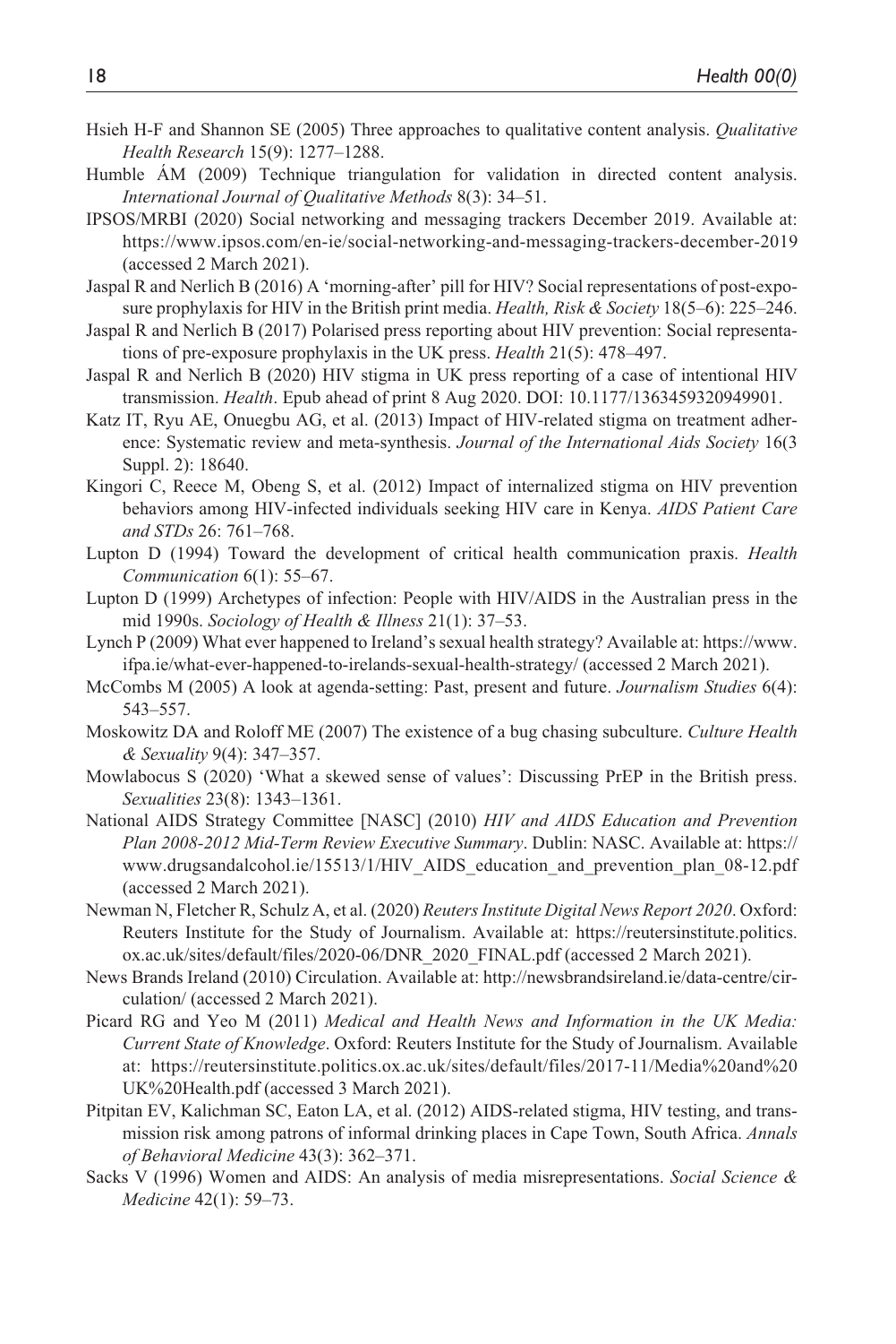Hsieh H-F and Shannon SE (2005) Three approaches to qualitative content analysis. *Qualitative Health Research* 15(9): 1277–1288.

Humble ÁM (2009) Technique triangulation for validation in directed content analysis. *International Journal of Qualitative Methods* 8(3): 34–51.

IPSOS/MRBI (2020) Social networking and messaging trackers December 2019. Available at: https://www.ipsos.com/en-ie/social-networking-and-messaging-trackers-december-2019 (accessed 2 March 2021).

Jaspal R and Nerlich B (2016) A 'morning-after' pill for HIV? Social representations of post-exposure prophylaxis for HIV in the British print media. *Health, Risk & Society* 18(5–6): 225–246.

Jaspal R and Nerlich B (2017) Polarised press reporting about HIV prevention: Social representations of pre-exposure prophylaxis in the UK press. *Health* 21(5): 478–497.

Jaspal R and Nerlich B (2020) HIV stigma in UK press reporting of a case of intentional HIV transmission. *Health*. Epub ahead of print 8 Aug 2020. DOI: 10.1177/1363459320949901.

Katz IT, Ryu AE, Onuegbu AG, et al. (2013) Impact of HIV-related stigma on treatment adherence: Systematic review and meta-synthesis. *Journal of the International Aids Society* 16(3 Suppl. 2): 18640.

Kingori C, Reece M, Obeng S, et al. (2012) Impact of internalized stigma on HIV prevention behaviors among HIV-infected individuals seeking HIV care in Kenya. *AIDS Patient Care and STDs* 26: 761–768.

Lupton D (1994) Toward the development of critical health communication praxis. *Health Communication* 6(1): 55–67.

Lupton D (1999) Archetypes of infection: People with HIV/AIDS in the Australian press in the mid 1990s. *Sociology of Health & Illness* 21(1): 37–53.

Lynch P (2009) What ever happened to Ireland's sexual health strategy? Available at: https://www.ifpa.ie/what-ever-happened-to-irelands-sexual-health-strategy/ (accessed 2 March 2021).

McCombs M (2005) A look at agenda-setting: Past, present and future. *Journalism Studies* 6(4): 543–557.

Moskowitz DA and Roloff ME (2007) The existence of a bug chasing subculture. *Culture Health & Sexuality* 9(4): 347–357.

Mowlabocus S (2020) 'What a skewed sense of values': Discussing PrEP in the British press. *Sexualities* 23(8): 1343–1361.

National AIDS Strategy Committee [NASC] (2010) *HIV and AIDS Education and Prevention Plan 2008-2012 Mid-Term Review Executive Summary*. Dublin: NASC. Available at: https://www.drugsandalcohol.ie/15513/1/HIV_AIDS_education_and_prevention_plan_08-12.pdf (accessed 2 March 2021).

Newman N, Fletcher R, Schulz A, et al. (2020) *Reuters Institute Digital News Report 2020*. Oxford: Reuters Institute for the Study of Journalism. Available at: https://reutersinstitute.politics.ox.ac.uk/sites/default/files/2020-06/DNR_2020_FINAL.pdf (accessed 2 March 2021).

News Brands Ireland (2010) Circulation. Available at: http://newsbrandsireland.ie/data-centre/circulation/ (accessed 2 March 2021).

Picard RG and Yeo M (2011) *Medical and Health News and Information in the UK Media: Current State of Knowledge*. Oxford: Reuters Institute for the Study of Journalism. Available at: https://reutersinstitute.politics.ox.ac.uk/sites/default/files/2017-11/Media%20and%20UK%20Health.pdf (accessed 3 March 2021).

Pitpitan EV, Kalichman SC, Eaton LA, et al. (2012) AIDS-related stigma, HIV testing, and transmission risk among patrons of informal drinking places in Cape Town, South Africa. *Annals of Behavioral Medicine* 43(3): 362–371.

Sacks V (1996) Women and AIDS: An analysis of media misrepresentations. *Social Science & Medicine* 42(1): 59–73.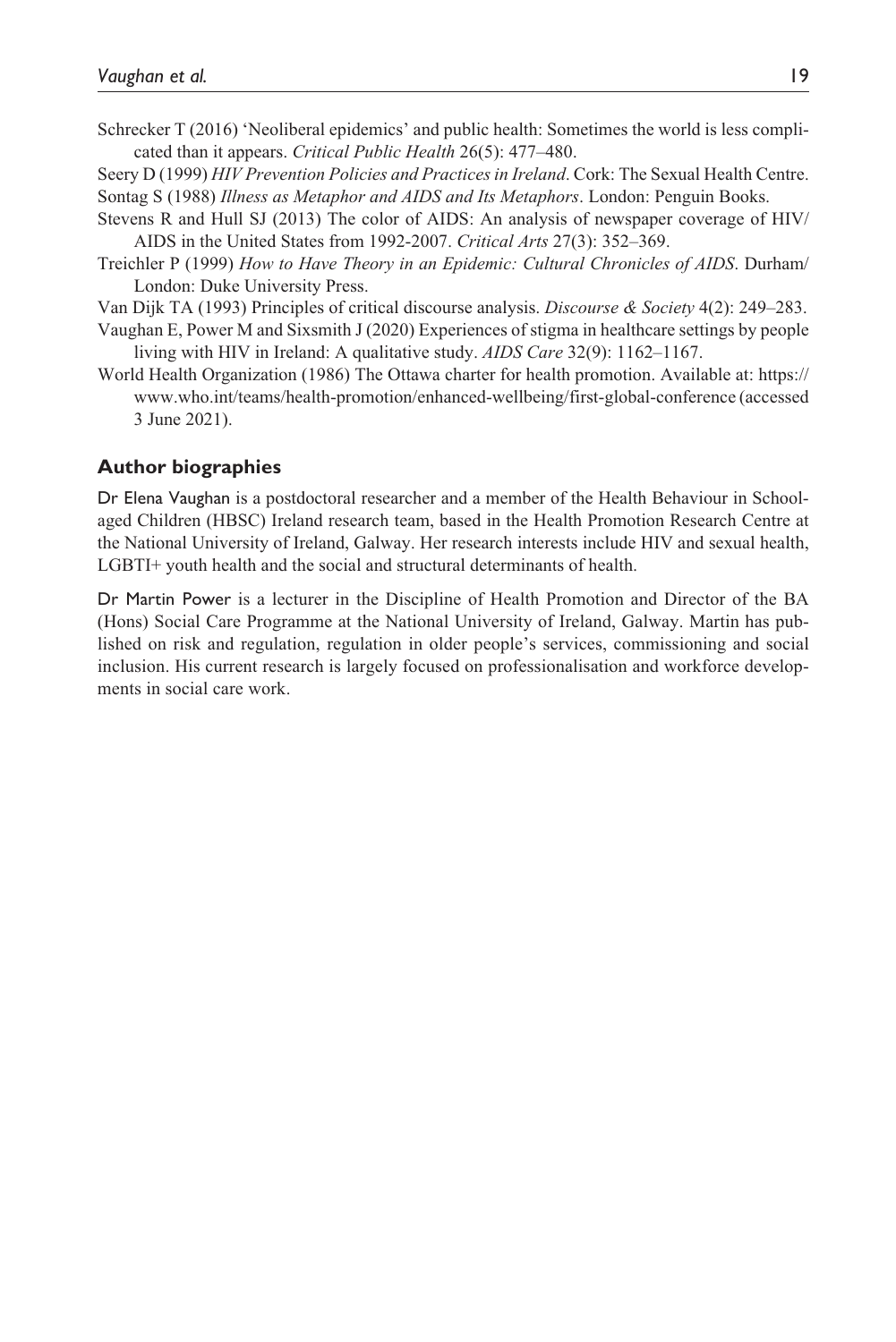Schrecker T (2016) 'Neoliberal epidemics' and public health: Sometimes the world is less complicated than it appears. *Critical Public Health* 26(5): 477–480.

Seery D (1999) *HIV Prevention Policies and Practices in Ireland*. Cork: The Sexual Health Centre.

Sontag S (1988) *Illness as Metaphor and AIDS and Its Metaphors*. London: Penguin Books.

Stevens R and Hull SJ (2013) The color of AIDS: An analysis of newspaper coverage of HIV/AIDS in the United States from 1992-2007. *Critical Arts* 27(3): 352–369.

Treichler P (1999) *How to Have Theory in an Epidemic: Cultural Chronicles of AIDS*. Durham/London: Duke University Press.

Van Dijk TA (1993) Principles of critical discourse analysis. *Discourse & Society* 4(2): 249–283.

Vaughan E, Power M and Sixsmith J (2020) Experiences of stigma in healthcare settings by people living with HIV in Ireland: A qualitative study. *AIDS Care* 32(9): 1162–1167.

World Health Organization (1986) The Ottawa charter for health promotion. Available at: https://www.who.int/teams/health-promotion/enhanced-wellbeing/first-global-conference (accessed 3 June 2021).

## Author biographies

Dr Elena Vaughan is a postdoctoral researcher and a member of the Health Behaviour in School-aged Children (HBSC) Ireland research team, based in the Health Promotion Research Centre at the National University of Ireland, Galway. Her research interests include HIV and sexual health, LGBTI+ youth health and the social and structural determinants of health.

Dr Martin Power is a lecturer in the Discipline of Health Promotion and Director of the BA (Hons) Social Care Programme at the National University of Ireland, Galway. Martin has published on risk and regulation, regulation in older people's services, commissioning and social inclusion. His current research is largely focused on professionalisation and workforce developments in social care work.